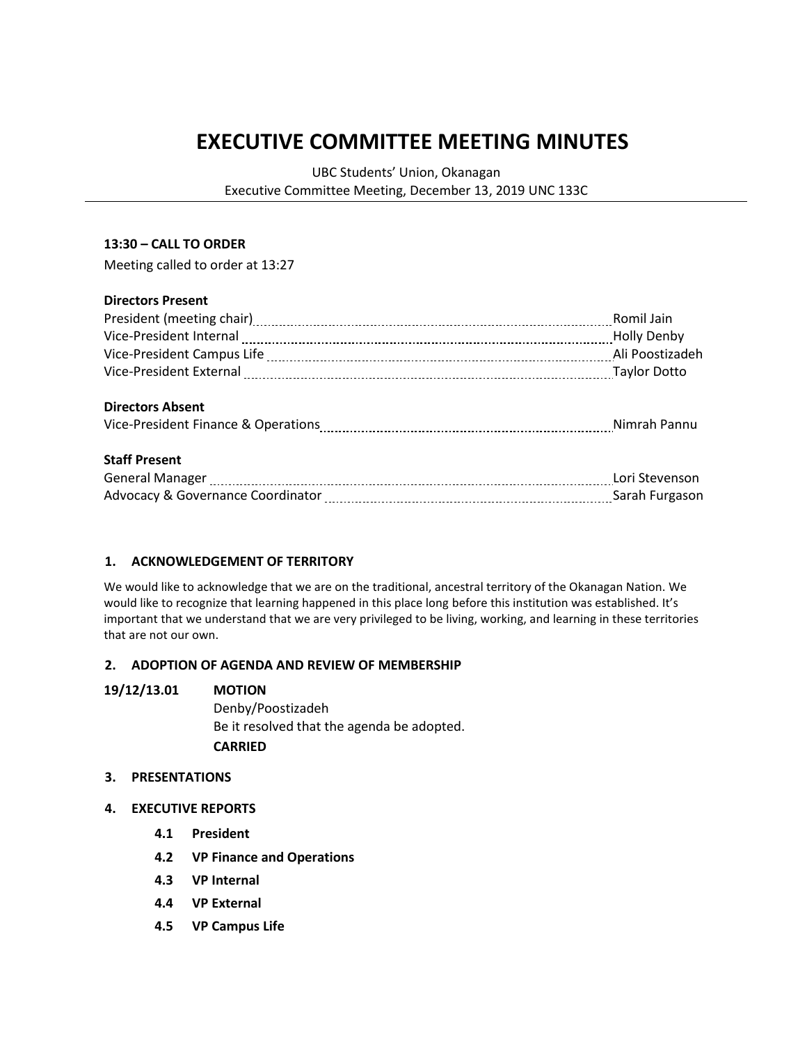# EXECUTIVE COMMITTEE MEETING MINUTES

UBC Students' Union, Okanagan
Executive Committee Meeting, December 13, 2019 UNC 133C

---

**13:30 – CALL TO ORDER**

Meeting called to order at 13:27

**Directors Present**

| | |
|---|---|
| President (meeting chair) | Romil Jain |
| Vice-President Internal | Holly Denby |
| Vice-President Campus Life | Ali Poostizadeh |
| Vice-President External | Taylor Dotto |

**Directors Absent**

| | |
|---|---|
| Vice-President Finance & Operations | Nimrah Pannu |

**Staff Present**

| | |
|---|---|
| General Manager | Lori Stevenson |
| Advocacy & Governance Coordinator | Sarah Furgason |

## 1. ACKNOWLEDGEMENT OF TERRITORY

We would like to acknowledge that we are on the traditional, ancestral territory of the Okanagan Nation. We would like to recognize that learning happened in this place long before this institution was established. It's important that we understand that we are very privileged to be living, working, and learning in these territories that are not our own.

## 2. ADOPTION OF AGENDA AND REVIEW OF MEMBERSHIP

**19/12/13.01 MOTION**
Denby/Poostizadeh
Be it resolved that the agenda be adopted.
**CARRIED**

## 3. PRESENTATIONS

## 4. EXECUTIVE REPORTS

### 4.1 President

### 4.2 VP Finance and Operations

### 4.3 VP Internal

### 4.4 VP External

### 4.5 VP Campus Life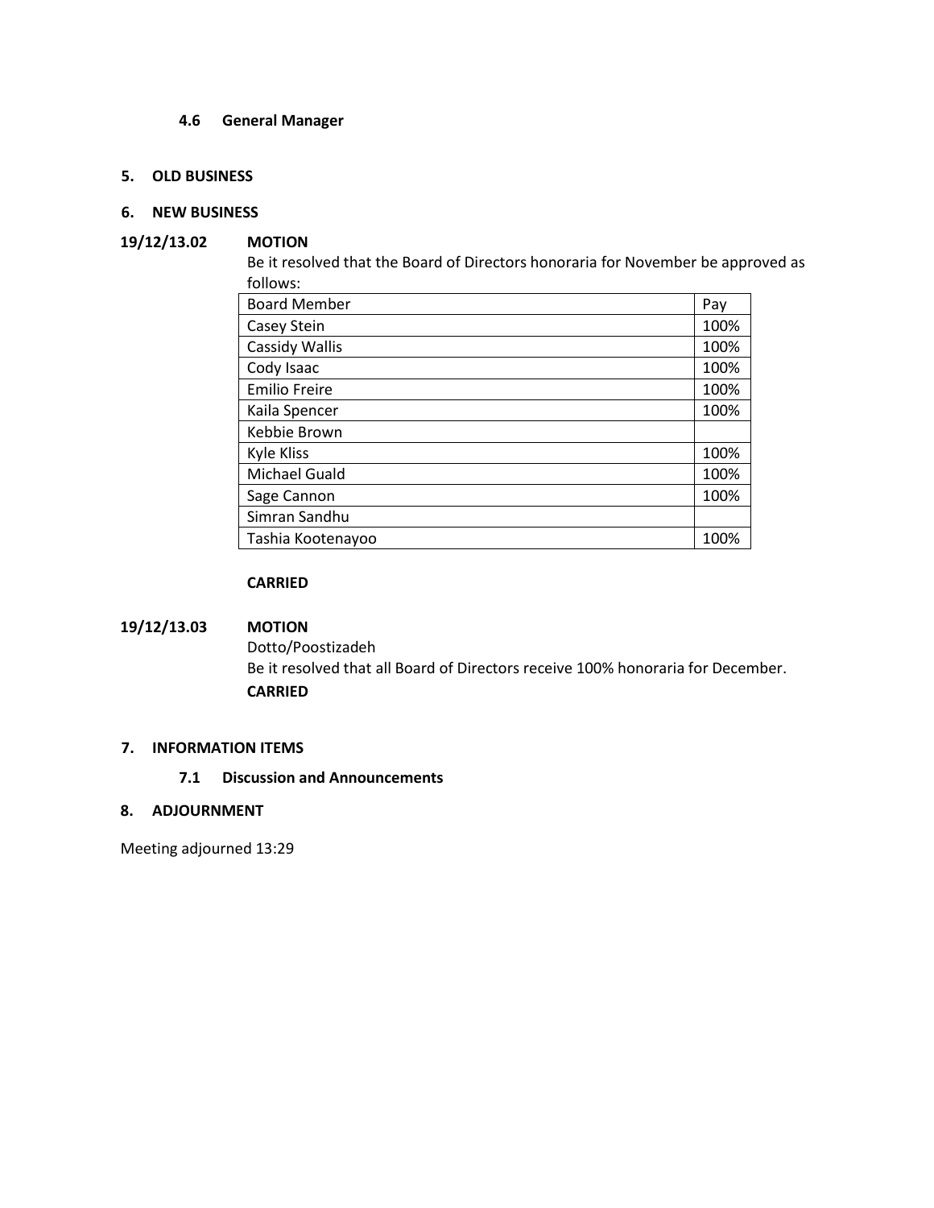### 4.6 General Manager

## 5. OLD BUSINESS

## 6. NEW BUSINESS

**19/12/13.02 MOTION**

Be it resolved that the Board of Directors honoraria for November be approved as follows:

| Board Member | Pay |
|---|---|
| Casey Stein | 100% |
| Cassidy Wallis | 100% |
| Cody Isaac | 100% |
| Emilio Freire | 100% |
| Kaila Spencer | 100% |
| Kebbie Brown | |
| Kyle Kliss | 100% |
| Michael Guald | 100% |
| Sage Cannon | 100% |
| Simran Sandhu | |
| Tashia Kootenayoo | 100% |

**CARRIED**

**19/12/13.03 MOTION**

Dotto/Poostizadeh

Be it resolved that all Board of Directors receive 100% honoraria for December.

**CARRIED**

## 7. INFORMATION ITEMS

### 7.1 Discussion and Announcements

## 8. ADJOURNMENT

Meeting adjourned 13:29